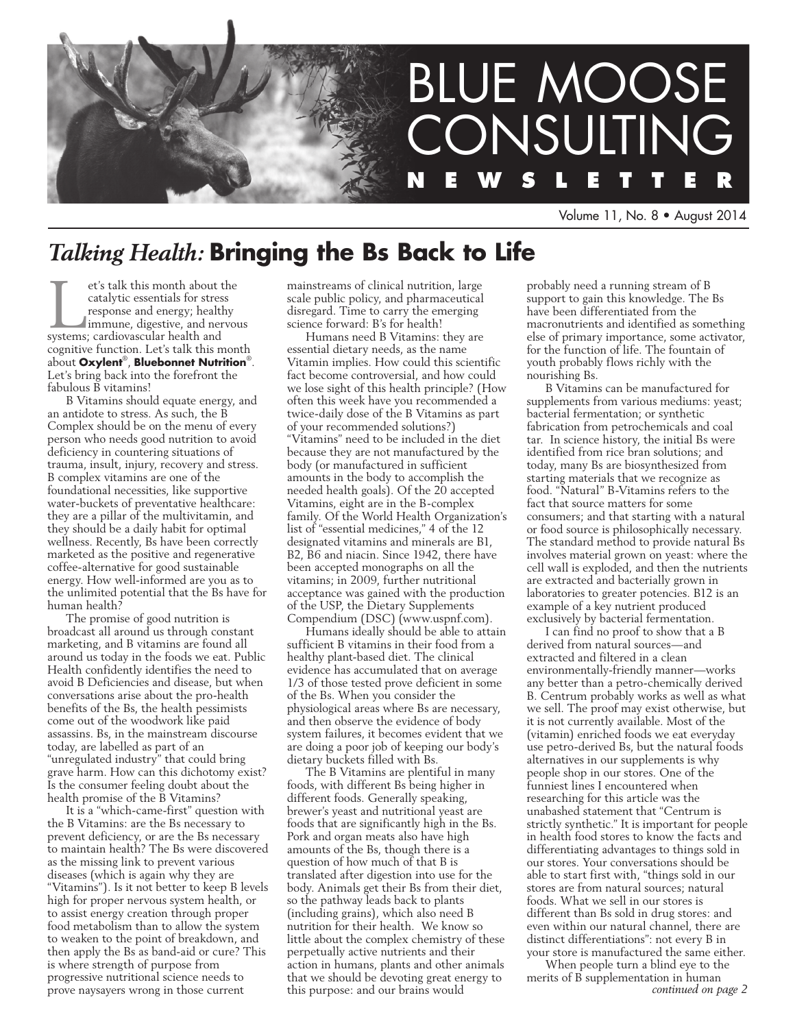# BLUE MOOSE CONSULTING NEWSLETTER

Volume 11, No. 8 • August 2014

## *Talking Health:* Bringing the Bs Back to Life

Let's talk this month about the catalytic essentials for stress response and energy; healthy immune, digestive, and nervous systems; cardiovascular health and cognitive function. Let's talk this month about **Oxylent**®, **Bluebonnet Nutrition**®. Let's bring back into the forefront the fabulous B vitamins!

B Vitamins should equate energy, and an antidote to stress. As such, the B Complex should be on the menu of every person who needs good nutrition to avoid deficiency in countering situations of trauma, insult, injury, recovery and stress. B complex vitamins are one of the foundational necessities, like supportive water-buckets of preventative healthcare: they are a pillar of the multivitamin, and they should be a daily habit for optimal wellness. Recently, Bs have been correctly marketed as the positive and regenerative coffee-alternative for good sustainable energy. How well-informed are you as to the unlimited potential that the Bs have for human health?

The promise of good nutrition is broadcast all around us through constant marketing, and B vitamins are found all around us today in the foods we eat. Public Health confidently identifies the need to avoid B Deficiencies and disease, but when conversations arise about the pro-health benefits of the Bs, the health pessimists come out of the woodwork like paid assassins. Bs, in the mainstream discourse today, are labelled as part of an "unregulated industry" that could bring grave harm. How can this dichotomy exist? Is the consumer feeling doubt about the health promise of the B Vitamins?

It is a "which-came-first" question with the B Vitamins: are the Bs necessary to prevent deficiency, or are the Bs necessary to maintain health? The Bs were discovered as the missing link to prevent various diseases (which is again why they are "Vitamins"). Is it not better to keep B levels high for proper nervous system health, or to assist energy creation through proper food metabolism than to allow the system to weaken to the point of breakdown, and then apply the Bs as band-aid or cure? This is where strength of purpose from progressive nutritional science needs to prove naysayers wrong in those current mainstreams of clinical nutrition, large scale public policy, and pharmaceutical disregard. Time to carry the emerging science forward: B's for health!

Humans need B Vitamins: they are essential dietary needs, as the name Vitamin implies. How could this scientific fact become controversial, and how could we lose sight of this health principle? (How often this week have you recommended a twice-daily dose of the B Vitamins as part of your recommended solutions?) "Vitamins" need to be included in the diet because they are not manufactured by the body (or manufactured in sufficient amounts in the body to accomplish the needed health goals). Of the 20 accepted Vitamins, eight are in the B-complex family. Of the World Health Organization's list of "essential medicines," 4 of the 12 designated vitamins and minerals are B1, B2, B6 and niacin. Since 1942, there have been accepted monographs on all the vitamins; in 2009, further nutritional acceptance was gained with the production of the USP, the Dietary Supplements Compendium (DSC) (www.uspnf.com).

Humans ideally should be able to attain sufficient B vitamins in their food from a healthy plant-based diet. The clinical evidence has accumulated that on average 1/3 of those tested prove deficient in some of the Bs. When you consider the physiological areas where Bs are necessary, and then observe the evidence of body system failures, it becomes evident that we are doing a poor job of keeping our body's dietary buckets filled with Bs.

The B Vitamins are plentiful in many foods, with different Bs being higher in different foods. Generally speaking, brewer's yeast and nutritional yeast are foods that are significantly high in the Bs. Pork and organ meats also have high amounts of the Bs, though there is a question of how much of that B is translated after digestion into use for the body. Animals get their Bs from their diet, so the pathway leads back to plants (including grains), which also need B nutrition for their health. We know so little about the complex chemistry of these perpetually active nutrients and their action in humans, plants and other animals that we should be devoting great energy to this purpose: and our brains would probably need a running stream of B support to gain this knowledge. The Bs have been differentiated from the macronutrients and identified as something else of primary importance, some activator, for the function of life. The fountain of youth probably flows richly with the nourishing Bs.

B Vitamins can be manufactured for supplements from various mediums: yeast; bacterial fermentation; or synthetic fabrication from petrochemicals and coal tar. In science history, the initial Bs were identified from rice bran solutions; and today, many Bs are biosynthesized from starting materials that we recognize as food. "Natural" B-Vitamins refers to the fact that source matters for some consumers; and that starting with a natural or food source is philosophically necessary. The standard method to provide natural Bs involves material grown on yeast: where the cell wall is exploded, and then the nutrients are extracted and bacterially grown in laboratories to greater potencies. B12 is an example of a key nutrient produced exclusively by bacterial fermentation.

I can find no proof to show that a B derived from natural sources—and extracted and filtered in a clean environmentally-friendly manner—works any better than a petro-chemically derived B. Centrum probably works as well as what we sell. The proof may exist otherwise, but it is not currently available. Most of the (vitamin) enriched foods we eat everyday use petro-derived Bs, but the natural foods alternatives in our supplements is why people shop in our stores. One of the funniest lines I encountered when researching for this article was the unabashed statement that "Centrum is strictly synthetic." It is important for people in health food stores to know the facts and differentiating advantages to things sold in our stores. Your conversations should be able to start first with, "things sold in our stores are from natural sources; natural foods. What we sell in our stores is different than Bs sold in drug stores: and even within our natural channel, there are distinct differentiations": not every B in your store is manufactured the same either.

When people turn a blind eye to the merits of B supplementation in human

*continued on page 2*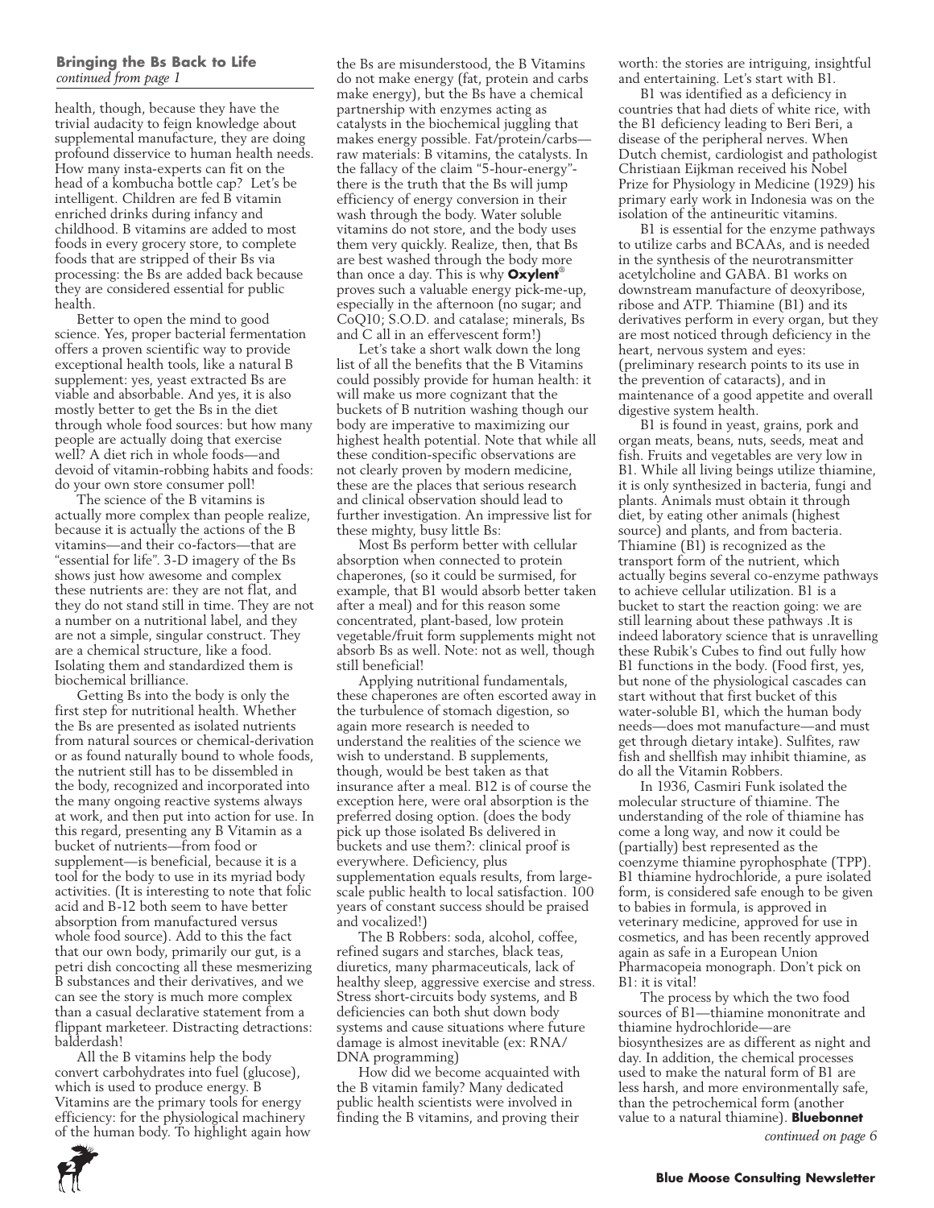**Bringing the Bs Back to Life**
*continued from page 1*

health, though, because they have the trivial audacity to feign knowledge about supplemental manufacture, they are doing profound disservice to human health needs. How many insta-experts can fit on the head of a kombucha bottle cap? Let's be intelligent. Children are fed B vitamin enriched drinks during infancy and childhood. B vitamins are added to most foods in every grocery store, to complete foods that are stripped of their Bs via processing: the Bs are added back because they are considered essential for public health.

Better to open the mind to good science. Yes, proper bacterial fermentation offers a proven scientific way to provide exceptional health tools, like a natural B supplement: yes, yeast extracted Bs are viable and absorbable. And yes, it is also mostly better to get the Bs in the diet through whole food sources: but how many people are actually doing that exercise well? A diet rich in whole foods—and devoid of vitamin-robbing habits and foods: do your own store consumer poll!

The science of the B vitamins is actually more complex than people realize, because it is actually the actions of the B vitamins—and their co-factors—that are "essential for life". 3-D imagery of the Bs shows just how awesome and complex these nutrients are: they are not flat, and they do not stand still in time. They are not a number on a nutritional label, and they are not a simple, singular construct. They are a chemical structure, like a food. Isolating them and standardized them is biochemical brilliance.

Getting Bs into the body is only the first step for nutritional health. Whether the Bs are presented as isolated nutrients from natural sources or chemical-derivation or as found naturally bound to whole foods, the nutrient still has to be dissembled in the body, recognized and incorporated into the many ongoing reactive systems always at work, and then put into action for use. In this regard, presenting any B Vitamin as a bucket of nutrients—from food or supplement—is beneficial, because it is a tool for the body to use in its myriad body activities. (It is interesting to note that folic acid and B-12 both seem to have better absorption from manufactured versus whole food source). Add to this the fact that our own body, primarily our gut, is a petri dish concocting all these mesmerizing B substances and their derivatives, and we can see the story is much more complex than a casual declarative statement from a flippant marketeer. Distracting detractions: balderdash!

All the B vitamins help the body convert carbohydrates into fuel (glucose), which is used to produce energy. B Vitamins are the primary tools for energy efficiency: for the physiological machinery of the human body. To highlight again how the Bs are misunderstood, the B Vitamins do not make energy (fat, protein and carbs make energy), but the Bs have a chemical partnership with enzymes acting as catalysts in the biochemical juggling that makes energy possible. Fat/protein/carbs—raw materials: B vitamins, the catalysts. In the fallacy of the claim "5-hour-energy"- there is the truth that the Bs will jump efficiency of energy conversion in their wash through the body. Water soluble vitamins do not store, and the body uses them very quickly. Realize, then, that Bs are best washed through the body more than once a day. This is why **Oxylent**® proves such a valuable energy pick-me-up, especially in the afternoon (no sugar; and CoQ10; S.O.D. and catalase; minerals, Bs and C all in an effervescent form!)

Let's take a short walk down the long list of all the benefits that the B Vitamins could possibly provide for human health: it will make us more cognizant that the buckets of B nutrition washing though our body are imperative to maximizing our highest health potential. Note that while all these condition-specific observations are not clearly proven by modern medicine, these are the places that serious research and clinical observation should lead to further investigation. An impressive list for these mighty, busy little Bs:

Most Bs perform better with cellular absorption when connected to protein chaperones, (so it could be surmised, for example, that B1 would absorb better taken after a meal) and for this reason some concentrated, plant-based, low protein vegetable/fruit form supplements might not absorb Bs as well. Note: not as well, though still beneficial!

Applying nutritional fundamentals, these chaperones are often escorted away in the turbulence of stomach digestion, so again more research is needed to understand the realities of the science we wish to understand. B supplements, though, would be best taken as that insurance after a meal. B12 is of course the exception here, were oral absorption is the preferred dosing option. (does the body pick up those isolated Bs delivered in buckets and use them?: clinical proof is everywhere. Deficiency, plus supplementation equals results, from large-scale public health to local satisfaction. 100 years of constant success should be praised and vocalized!)

The B Robbers: soda, alcohol, coffee, refined sugars and starches, black teas, diuretics, many pharmaceuticals, lack of healthy sleep, aggressive exercise and stress. Stress short-circuits body systems, and B deficiencies can both shut down body systems and cause situations where future damage is almost inevitable (ex: RNA/DNA programming)

How did we become acquainted with the B vitamin family? Many dedicated public health scientists were involved in finding the B vitamins, and proving their worth: the stories are intriguing, insightful and entertaining. Let's start with B1.

B1 was identified as a deficiency in countries that had diets of white rice, with the B1 deficiency leading to Beri Beri, a disease of the peripheral nerves. When Dutch chemist, cardiologist and pathologist Christiaan Eijkman received his Nobel Prize for Physiology in Medicine (1929) his primary early work in Indonesia was on the isolation of the antineuritic vitamins.

B1 is essential for the enzyme pathways to utilize carbs and BCAAs, and is needed in the synthesis of the neurotransmitter acetylcholine and GABA. B1 works on downstream manufacture of deoxyribose, ribose and ATP. Thiamine (B1) and its derivatives perform in every organ, but they are most noticed through deficiency in the heart, nervous system and eyes: (preliminary research points to its use in the prevention of cataracts), and in maintenance of a good appetite and overall digestive system health.

B1 is found in yeast, grains, pork and organ meats, beans, nuts, seeds, meat and fish. Fruits and vegetables are very low in B1. While all living beings utilize thiamine, it is only synthesized in bacteria, fungi and plants. Animals must obtain it through diet, by eating other animals (highest source) and plants, and from bacteria. Thiamine (B1) is recognized as the transport form of the nutrient, which actually begins several co-enzyme pathways to achieve cellular utilization. B1 is a bucket to start the reaction going: we are still learning about these pathways .It is indeed laboratory science that is unravelling these Rubik's Cubes to find out fully how B1 functions in the body. (Food first, yes, but none of the physiological cascades can start without that first bucket of this water-soluble B1, which the human body needs—does mot manufacture—and must get through dietary intake). Sulfites, raw fish and shellfish may inhibit thiamine, as do all the Vitamin Robbers.

In 1936, Casmiri Funk isolated the molecular structure of thiamine. The understanding of the role of thiamine has come a long way, and now it could be (partially) best represented as the coenzyme thiamine pyrophosphate (TPP). B1 thiamine hydrochloride, a pure isolated form, is considered safe enough to be given to babies in formula, is approved in veterinary medicine, approved for use in cosmetics, and has been recently approved again as safe in a European Union Pharmacopeia monograph. Don't pick on B1: it is vital!

The process by which the two food sources of B1—thiamine mononitrate and thiamine hydrochloride—are biosynthesizes are as different as night and day. In addition, the chemical processes used to make the natural form of B1 are less harsh, and more environmentally safe, than the petrochemical form (another value to a natural thiamine). **Bluebonnet**

*continued on page 6*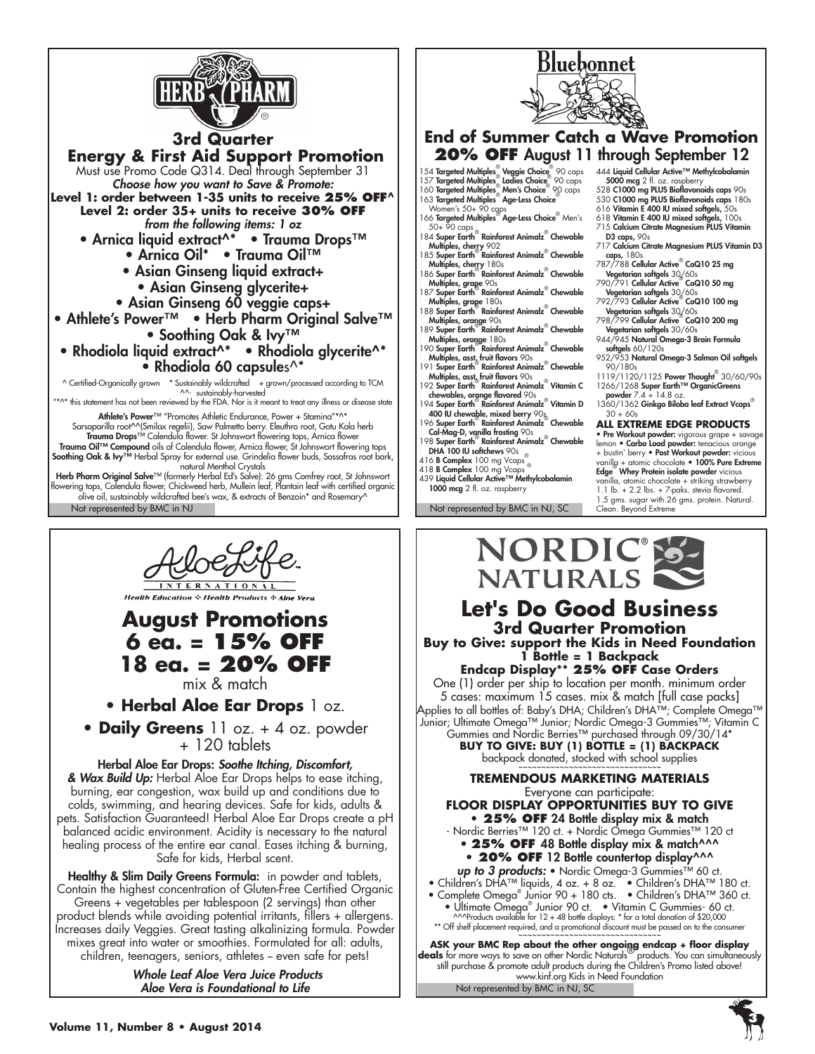# HERB PHARM

## 3rd Quarter
## Energy & First Aid Support Promotion

Must use Promo Code Q314. Deal through September 31

*Choose how you want to Save & Promote:*

**Level 1: order between 1-35 units to receive 25% OFF^**

**Level 2: order 35+ units to receive 30% OFF**

*from the following items: 1 oz*

- Arnica liquid extract^* • Trauma Drops™
- Arnica Oil* • Trauma Oil™
- Asian Ginseng liquid extract+
- Asian Ginseng glycerite+
- Asian Ginseng 60 veggie caps+
- Athlete's Power™ • Herb Pharm Original Salve™
- Soothing Oak & Ivy™
- Rhodiola liquid extract^* • Rhodiola glycerite^*
- Rhodiola 60 capsules^*

^ Certified-Organically grown * Sustainably wildcrafted + grown/processed according to TCM ^^- sustainably-harvested

"*^* this statement has not been reviewed by the FDA. Nor is it meant to treat any illness or disease state

**Athlete's Power**™ "Promotes Athletic Endurance, Power + Stamina"*^* Sarsaparilla root^^(Smilax regelii), Saw Palmetto berry. Eleuthro root, Gotu Kola herb

**Trauma Drops**™ Calendula flower. St Johnswort flowering tops, Arnica flower

**Trauma Oil™ Compound** oils of Calendula flower, Arnica flower, St Johnswort flowering tops

**Soothing Oak & Ivy™** Herbal Spray for external use. Grindelia flower buds, Sassafras root bark, natural Menthol Crystals

**Herb Pharm Original Salve**™ (formerly Herbal Ed's Salve): 26 gms Comfrey root, St Johnswort flowering tops, Calendula flower, Chickweed herb, Mullein leaf, Plantain leaf with certified organic olive oil, sustainably wildcrafted bee's wax, & extracts of Benzoin* and Rosemary^

Not represented by BMC in NJ

# Bluebonnet

## End of Summer Catch a Wave Promotion
## 20% OFF August 11 through September 12

154 **Targeted Multiples® Veggie Choice®** 90 caps
157 **Targeted Multiples® Ladies Choice®** 90 caps
160 **Targeted Multiples® Men's Choice®** 90 caps
163 **Targeted Multiples® Age-Less Choice®** Women's 50+ 90 caps
166 **Targeted Multiples® Age-Less Choice®** Men's 50+ 90 caps
184 **Super Earth® Rainforest Animalz® Chewable Multiples, cherry** 902
185 **Super Earth® Rainforest Animalz® Chewable Multiples, cherry** 180s
186 **Super Earth® Rainforest Animalz® Chewable Multiples, grape** 90s
187 **Super Earth® Rainforest Animalz® Chewable Multiples, grape** 180s
188 **Super Earth® Rainforest Animalz® Chewable Multiples, orange** 90s
189 **Super Earth® Rainforest Animalz® Chewable Multiples, orange** 180s
190 **Super Earth® Rainforest Animalz® Chewable Multiples, asst. fruit flavors** 90s
191 **Super Earth® Rainforest Animalz® Chewable Multiples, asst. fruit flavors** 90s
192 **Super Earth® Rainforest Animalz® Vitamin C chewables, orange flavored** 90s
194 **Super Earth® Rainforest Animalz® Vitamin D 400 IU chewable, mixed berry** 90s
196 **Super Earth® Rainforest Animalz® Chewable Cal-Mag-D, vanilla frosting** 90s
198 **Super Earth® Rainforest Animalz® Chewable DHA 100 IU softchews** 90s
416 **B Complex** 100 mg Vcaps®
418 **B Complex** 100 mg Vcaps®
439 **Liquid Cellular Active™ Methylcobalamin 1000 mcg** 2 fl. oz. raspberry
444 **Liquid Cellular Active™ Methylcobalamin 5000 mcg** 2 fl. oz. raspberry
528 **C1000 mg PLUS Bioflavonoids caps** 90s
530 **C1000 mg PLUS Bioflavonoids caps** 180s
616 **Vitamin E 400 IU mixed softgels,** 50s
618 **Vitamin E 400 IU mixed softgels,** 100s
715 **Calcium Citrate Magnesium PLUS Vitamin D3 caps,** 90s
717 **Calcium Citrate Magnesium PLUS Vitamin D3 caps,** 180s
787/788 **Cellular Active® CoQ10 25 mg Vegetarian softgels** 30/60s
790/791 **Cellular Active® CoQ10 50 mg Vegetarian softgels** 30/60s
792/793 **Cellular Active® CoQ10 100 mg Vegetarian softgels** 30/60s
798/799 **Cellular Active® CoQ10 200 mg Vegetarian softgels** 30/60s
944/945 **Natural Omega-3 Brain Formula softgels** 60/120s
952/953 **Natural Omega-3 Salmon Oil softgels** 90/180s
1119/1120/1125 **Power Thought®** 30/60/90s
1266/1268 **Super Earth™ OrganicGreens powder** 7.4 + 14.8 oz.
1360/1362 **Ginkgo Biloba leaf Extract Vcaps®** 30 + 60s

**ALL EXTREME EDGE PRODUCTS**

• **Pre Workout powder:** vigorous grape + savage lemon • **Carbo Load powder:** tenacious orange + bustin' berry • **Post Workout powder:** vicious vanilla + atomic chocolate • **100% Pure Extreme Edge® Whey Protein isolate powder** vicious vanilla, atomic chocolate + striking strawberry 1.1 lb. + 2.2 lbs. + 7-paks. stevia flavored. 1.5 gms. sugar with 26 gms. protein. Natural. Clean. Beyond Extreme

Not represented by BMC in NJ, SC

# AloeLife International

Health Education ❖ Health Products ❖ Aloe Vera

## August Promotions
## 6 ea. = 15% OFF
## 18 ea. = 20% OFF

mix & match

- **Herbal Aloe Ear Drops** 1 oz.
- **Daily Greens** 11 oz. + 4 oz. powder + 120 tablets

**Herbal Aloe Ear Drops:** ***Soothe Itching, Discomfort, & Wax Build Up:*** Herbal Aloe Ear Drops helps to ease itching, burning, ear congestion, wax build up and conditions due to colds, swimming, and hearing devices. Safe for kids, adults & pets. Satisfaction Guaranteed! Herbal Aloe Ear Drops create a pH balanced acidic environment. Acidity is necessary to the natural healing process of the entire ear canal. Eases itching & burning, Safe for kids, Herbal scent.

**Healthy & Slim Daily Greens Formula:** in powder and tablets, Contain the highest concentration of Gluten-Free Certified Organic Greens + vegetables per tablespoon (2 servings) than other product blends while avoiding potential irritants, fillers + allergens. Increases daily Veggies. Great tasting alkalinizing formula. Powder mixes great into water or smoothies. Formulated for all: adults, children, teenagers, seniors, athletes – even safe for pets!

***Whole Leaf Aloe Vera Juice Products***
***Aloe Vera is Foundational to Life***

# NORDIC® NATURALS

## Let's Do Good Business
### 3rd Quarter Promotion

**Buy to Give: support the Kids in Need Foundation**
**1 Bottle = 1 Backpack**

**Endcap Display** 25% OFF Case Orders**

One (1) order per ship to location per month. minimum order 5 cases: maximum 15 cases. mix & match [full case packs]

Applies to all bottles of: Baby's DHA; Children's DHA™; Complete Omega™ Junior; Ultimate Omega™ Junior; Nordic Omega-3 Gummies™; Vitamin C Gummies and Nordic Berries™ purchased through 09/30/14*

**BUY TO GIVE: BUY (1) BOTTLE = (1) BACKPACK**

backpack donated, stocked with school supplies

**TREMENDOUS MARKETING MATERIALS**

Everyone can participate:

**FLOOR DISPLAY OPPORTUNITIES BUY TO GIVE**

- **25% OFF** 24 Bottle display mix & match
  - Nordic Berries™ 120 ct. + Nordic Omega Gummies™ 120 ct
- **25% OFF** 48 Bottle display mix & match^^^
- **20% OFF** 12 Bottle countertop display^^^

***up to 3 products:*** • Nordic Omega-3 Gummies™ 60 ct.
• Children's DHA™ liquids, 4 oz. + 8 oz. • Children's DHA™ 180 ct.
• Complete Omega® Junior 90 + 180 cts. • Children's DHA™ 360 ct.
• Ultimate Omega® Junior 90 ct. • Vitamin C Gummies- 60 ct.

^^^Products available for 12 + 48 bottle displays: * for a total donation of $20,000
** Off shelf placement required, and a promotional discount must be passed on to the consumer

**ASK your BMC Rep about the other ongoing endcap + floor display deals** for more ways to save on other Nordic Naturals® products. You can simultaneously still purchase & promote adult products during the Children's Promo listed above!

www.kinf.org Kids in Need Foundation

Not represented by BMC in NJ, SC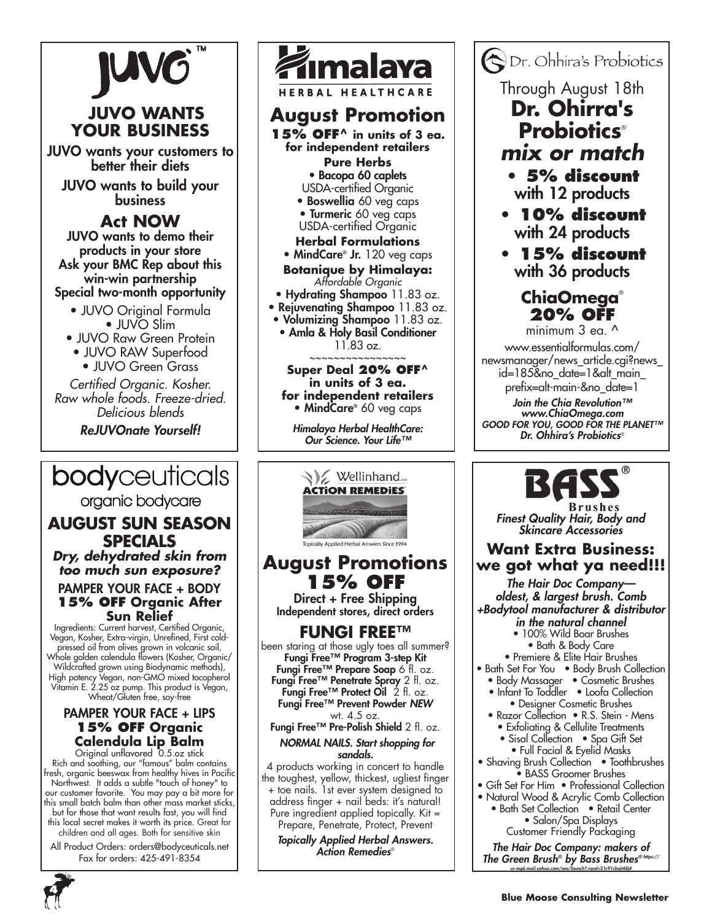# JUVO™

## JUVO WANTS YOUR BUSINESS

JUVO wants your customers to better their diets

JUVO wants to build your business

### Act NOW

JUVO wants to demo their products in your store
Ask your BMC Rep about this win-win partnership
Special two-month opportunity

- JUVO Original Formula
- JUVO Slim
- JUVO Raw Green Protein
- JUVO RAW Superfood
- JUVO Green Grass

*Certified Organic. Kosher. Raw whole foods. Freeze-dried. Delicious blends*

***ReJUVOnate Yourself!***

---

# Himalaya HERBAL HEALTHCARE

## August Promotion

**15% OFF^ in units of 3 ea. for independent retailers**

**Pure Herbs**

- **Bacopa 60 caplets** USDA-certified Organic
- **Boswellia** 60 veg caps
- **Turmeric** 60 veg caps USDA-certified Organic

**Herbal Formulations**

- **MindCare® Jr.** 120 veg caps

**Botanique by Himalaya:** *Affordable Organic*

- **Hydrating Shampoo** 11.83 oz.
- **Rejuvenating Shampoo** 11.83 oz.
- **Volumizing Shampoo** 11.83 oz.
- **Amla & Holy Basil Conditioner** 11.83 oz.

~~~~~~~~~~~~~~~~

**Super Deal 20% OFF^ in units of 3 ea. for independent retailers**

- **MindCare®** 60 veg caps

***Himalaya Herbal HealthCare: Our Science. Your Life™***

---

# Dr. Ohhira's Probiotics

Through August 18th

## Dr. Ohirra's Probiotics®

## *mix or match*

- **5% discount** with 12 products
- **10% discount** with 24 products
- **15% discount** with 36 products

### ChiaOmega® 20% OFF

minimum 3 ea. ^

www.essentialformulas.com/newsmanager/news_article.cgi?news_id=185&no_date=1&alt_main_prefix=alt-main-&no_date=1

***Join the Chia Revolution™***
***www.ChiaOmega.com***
***GOOD FOR YOU, GOOD FOR THE PLANET™***
***Dr. Ohhira's Probiotics®***

---

# bodyceuticals

organic bodycare

## AUGUST SUN SEASON SPECIALS

***Dry, dehydrated skin from too much sun exposure?***

**PAMPER YOUR FACE + BODY**
**15% OFF Organic After Sun Relief**

Ingredients: Current harvest, Certified Organic, Vegan, Kosher, Extra-virgin, Unrefined, First cold-pressed oil from olives grown in volcanic soil, Whole golden calendula flowers (Kosher, Organic/Wildcrafted grown using Biodynamic methods), High potency Vegan, non-GMO mixed tocopherol Vitamin E. 2.25 oz pump. This product is Vegan, Wheat/Gluten free, soy-free

**PAMPER YOUR FACE + LIPS**
**15% OFF Organic Calendula Lip Balm**

Original unflavored 0.5.oz stick
Rich and soothing, our "famous" balm contains fresh, organic beeswax from healthy hives in Pacific Northwest. It adds a subtle "touch of honey" to our customer favorite. You may pay a bit more for this small batch balm than other mass market sticks, but for those that want results fast, you will find this local secret makes it worth its price. Great for children and all ages. Both for sensitive skin

All Product Orders: orders@bodyceuticals.net
Fax for orders: 425-491-8354

---

# Wellinhand ACTION REMEDIES

Topically Applied Herbal Answers Since 1994

## August Promotions 15% OFF

Direct + Free Shipping
Independent stores, direct orders

### FUNGI FREE™

been staring at those ugly toes all summer?

**Fungi Free™ Program 3-step Kit**
**Fungi Free™ Prepare Soap** 6 fl. oz.
**Fungi Free™ Penetrate Spray** 2 fl. oz.
**Fungi Free™ Protect Oil** 2 fl. oz.
**Fungi Free™ Prevent Powder** ***NEW*** wt. 4.5 oz.
**Fungi Free™ Pre-Polish Shield** 2 fl. oz.

***NORMAL NAILS. Start shopping for sandals.***

4 products working in concert to handle the toughest, yellow, thickest, ugliest finger + toe nails. 1st ever system designed to address finger + nail beds: it's natural! Pure ingredient applied topically. Kit = Prepare, Penetrate, Protect, Prevent

***Topically Applied Herbal Answers. Action Remedies®***

---

# BASS® Brushes

***Finest Quality Hair, Body and Skincare Accessories***

## Want Extra Business: we got what ya need!!!

***The Hair Doc Company— oldest, & largest brush. Comb +Bodytool manufacturer & distributor in the natural channel***

- 100% Wild Boar Brushes
- Bath & Body Care
- Premiere & Elite Hair Brushes
- Bath Set For You
- Body Brush Collection
- Body Massager
- Cosmetic Brushes
- Infant To Toddler
- Loofa Collection
- Designer Cosmetic Brushes
- Razor Collection
- R.S. Stein - Mens
- Exfoliating & Cellulite Treatments
- Sisal Collection
- Spa Gift Set
- Full Facial & Eyelid Masks
- Shaving Brush Collection
- Toothbrushes
- BASS Groomer Brushes
- Gift Set For Him
- Professional Collection
- Natural Wood & Acrylic Comb Collection
- Bath Set Collection
- Retail Center
- Salon/Spa Displays

Customer Friendly Packaging

***The Hair Doc Company: makers of The Green Brush® by Bass Brushes®*** https://us-mg6.mail.yahoo.com/neo/launch?.rand=51c91chaj48j#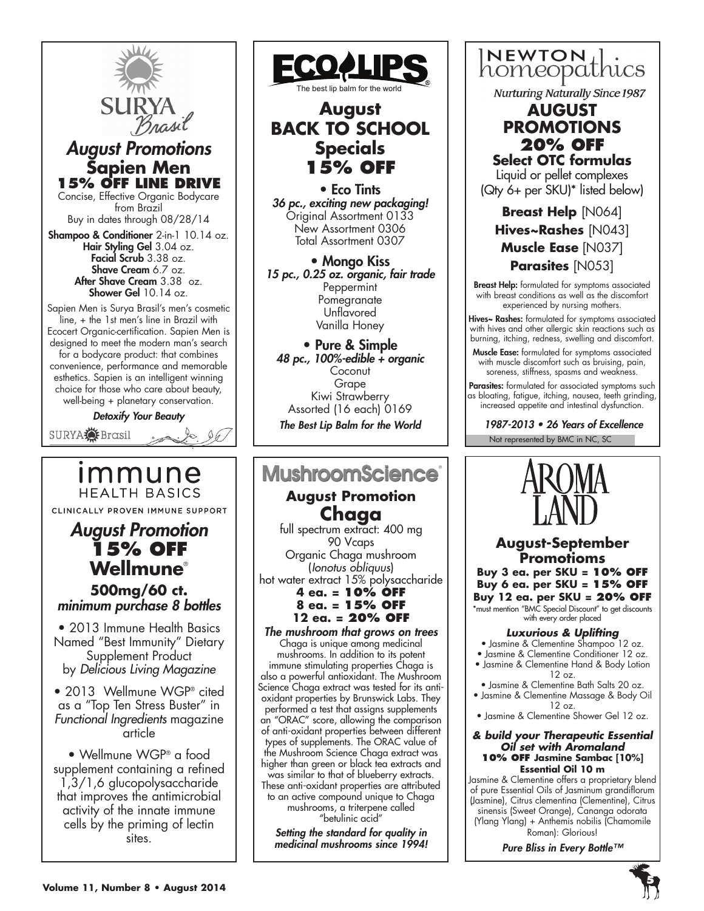## SURYA Brasil

### *August Promotions*

### Sapien Men

**15% OFF LINE DRIVE**

Concise, Effective Organic Bodycare from Brazil

Buy in dates through 08/28/14

**Shampoo & Conditioner** 2-in-1 10.14 oz.
**Hair Styling Gel** 3.04 oz.
**Facial Scrub** 3.38 oz.
**Shave Cream** 6.7 oz.
**After Shave Cream** 3.38 oz.
**Shower Gel** 10.14 oz.

Sapien Men is Surya Brasil's men's cosmetic line, + the 1st men's line in Brazil with Ecocert Organic-certification. Sapien Men is designed to meet the modern man's search for a bodycare product: that combines convenience, performance and memorable esthetics. Sapien is an intelligent winning choice for those who care about beauty, well-being + planetary conservation.

*Detoxify Your Beauty*

SURYA Brasil

---

## ECOLIPS

The best lip balm for the world

### August BACK TO SCHOOL Specials 15% OFF

**• Eco Tints**
*36 pc., exciting new packaging!*
Original Assortment 0133
New Assortment 0306
Total Assortment 0307

**• Mongo Kiss**
*15 pc., 0.25 oz. organic, fair trade*
Peppermint
Pomegranate
Unflavored
Vanilla Honey

**• Pure & Simple**
*48 pc., 100%-edible + organic*
Coconut
Grape
Kiwi Strawberry
Assorted (16 each) 0169

*The Best Lip Balm for the World*

---

## NEWTON homeopathics

*Nurturing Naturally Since 1987*

### AUGUST PROMOTIONS 20% OFF

**Select OTC formulas**

Liquid or pellet complexes (Qty 6+ per SKU)* listed below)

**Breast Help** [N064]
**Hives~Rashes** [N043]
**Muscle Ease** [N037]
**Parasites** [N053]

**Breast Help:** formulated for symptoms associated with breast conditions as well as the discomfort experienced by nursing mothers.

**Hives~ Rashes:** formulated for symptoms associated with hives and other allergic skin reactions such as burning, itching, redness, swelling and discomfort.

**Muscle Ease:** formulated for symptoms associated with muscle discomfort such as bruising, pain, soreness, stiffness, spasms and weakness.

**Parasites:** formulated for associated symptoms such as bloating, fatigue, itching, nausea, teeth grinding, increased appetite and intestinal dysfunction.

*1987-2013 • 26 Years of Excellence*

Not represented by BMC in NC, SC

---

## immune HEALTH BASICS

CLINICALLY PROVEN IMMUNE SUPPORT

### *August Promotion*

### 15% OFF Wellmune®

**500mg/60 ct.**
*minimum purchase 8 bottles*

• 2013 Immune Health Basics Named "Best Immunity" Dietary Supplement Product by *Delicious Living Magazine*

• 2013 Wellmune WGP® cited as a "Top Ten Stress Buster" in *Functional Ingredients* magazine article

• Wellmune WGP® a food supplement containing a refined 1,3/1,6 glucopolysaccharide that improves the antimicrobial activity of the innate immune cells by the priming of lectin sites.

---

## MushroomScience®

### August Promotion

### Chaga

full spectrum extract: 400 mg
90 Vcaps
Organic Chaga mushroom (*Ionotus obliquus*)
hot water extract 15% polysaccharide

**4 ea. = 10% OFF**
**8 ea. = 15% OFF**
**12 ea. = 20% OFF**

*The mushroom that grows on trees*

Chaga is unique among medicinal mushrooms. In addition to its potent immune stimulating properties Chaga is also a powerful antioxidant. The Mushroom Science Chaga extract was tested for its anti-oxidant properties by Brunswick Labs. They performed a test that assigns supplements an "ORAC" score, allowing the comparison of anti-oxidant properties between different types of supplements. The ORAC value of the Mushroom Science Chaga extract was higher than green or black tea extracts and was similar to that of blueberry extracts. These anti-oxidant properties are attributed to an active compound unique to Chaga mushrooms, a triterpene called "betulinic acid"

*Setting the standard for quality in medicinal mushrooms since 1994!*

---

## AROMA LAND

### August-September Promotioms

**Buy 3 ea. per SKU = 10% OFF**
**Buy 6 ea. per SKU = 15% OFF**
**Buy 12 ea. per SKU = 20% OFF**

*must mention "BMC Special Discount" to get discounts with every order placed

***Luxurious & Uplifting***

- Jasmine & Clementine Shampoo 12 oz.
- Jasmine & Clementine Conditioner 12 oz.
- Jasmine & Clementine Hand & Body Lotion 12 oz.
- Jasmine & Clementine Bath Salts 20 oz.
- Jasmine & Clementine Massage & Body Oil 12 oz.
- Jasmine & Clementine Shower Gel 12 oz.

***& build your Therapeutic Essential Oil set with Aromaland***

**10% OFF Jasmine Sambac [10%] Essential Oil 10 m**

Jasmine & Clementine offers a proprietary blend of pure Essential Oils of Jasminum grandiflorum (Jasmine), Citrus clementina (Clementine), Citrus sinensis (Sweet Orange), Cananga odorata (Ylang Ylang) + Anthemis nobilis (Chamomile Roman): Glorious!

*Pure Bliss in Every Bottle™*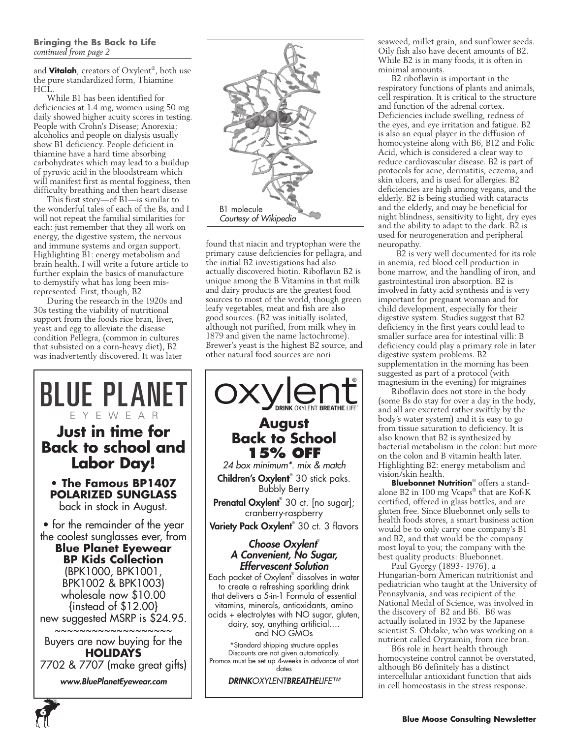**Bringing the Bs Back to Life**
*continued from page 2*

and **Vitalah**, creators of Oxylent®, both use the pure standardized form, Thiamine HCL.

While B1 has been identified for deficiencies at 1.4 mg, women using 50 mg daily showed higher acuity scores in testing. People with Crohn's Disease; Anorexia; alcoholics and people on dialysis usually show B1 deficiency. People deficient in thiamine have a hard time absorbing carbohydrates which may lead to a buildup of pyruvic acid in the bloodstream which will manifest first as mental fogginess, then difficulty breathing and then heart disease

This first story—of B1—is similar to the wonderful tales of each of the Bs, and I will not repeat the familial similarities for each: just remember that they all work on energy, the digestive system, the nervous and immune systems and organ support. Highlighting B1: energy metabolism and brain health. I will write a future article to further explain the basics of manufacture to demystify what has long been misrepresented. First, though, B2

During the research in the 1920s and 30s testing the viability of nutritional support from the foods rice bran, liver, yeast and egg to alleviate the disease condition Pellegra, (common in cultures that subsisted on a corn-heavy diet), B2 was inadvertently discovered. It was later found that niacin and tryptophan were the primary cause deficiencies for pellagra, and the initial B2 investigations had also actually discovered biotin. Riboflavin B2 is unique among the B Vitamins in that milk and dairy products are the greatest food sources to most of the world, though green leafy vegetables, meat and fish are also good sources. (B2 was initially isolated, although not purified, from milk whey in 1879 and given the name lactochrome). Brewer's yeast is the highest B2 source, and other natural food sources are nori seaweed, millet grain, and sunflower seeds. Oily fish also have decent amounts of B2. While B2 is in many foods, it is often in minimal amounts.

B1 molecule
*Courtesy of Wikipedia*

B2 riboflavin is important in the respiratory functions of plants and animals, cell respiration. It is critical to the structure and function of the adrenal cortex. Deficiencies include swelling, redness of the eyes, and eye irritation and fatigue. B2 is also an equal player in the diffusion of homocysteine along with B6, B12 and Folic Acid, which is considered a clear way to reduce cardiovascular disease. B2 is part of protocols for acne, dermatitis, eczema, and skin ulcers, and is used for allergies. B2 deficiencies are high among vegans, and the elderly. B2 is being studied with cataracts and the elderly, and may be beneficial for night blindness, sensitivity to light, dry eyes and the ability to adapt to the dark. B2 is used for neurogeneration and peripheral neuropathy.

B2 is very well documented for its role in anemia, red blood cell production in bone marrow, and the handling of iron, and gastrointestinal iron absorption. B2 is involved in fatty acid synthesis and is very important for pregnant woman and for child development, especially for their digestive system. Studies suggest that B2 deficiency in the first years could lead to smaller surface area for intestinal villi: B deficiency could play a primary role in later digestive system problems. B2 supplementation in the morning has been suggested as part of a protocol (with magnesium in the evening) for migraines

Riboflavin does not store in the body (some Bs do stay for over a day in the body, and all are excreted rather swiftly by the body's water system) and it is easy to go from tissue saturation to deficiency. It is also known that B2 is synthesized by bacterial metabolism in the colon: but more on the colon and B vitamin health later. Highlighting B2: energy metabolism and vision/skin health.

**Bluebonnet Nutrition**® offers a stand-alone B2 in 100 mg Vcaps® that are Kof-K certified, offered in glass bottles, and are gluten free. Since Bluebonnet only sells to health foods stores, a smart business action would be to only carry one company's B1 and B2, and that would be the company most loyal to you; the company with the best quality products: Bluebonnet.

Paul Gyorgy (1893- 1976), a Hungarian-born American nutritionist and pediatrician who taught at the University of Pennsylvania, and was recipient of the National Medal of Science, was involved in the discovery of B2 and B6. B6 was actually isolated in 1932 by the Japanese scientist S. Ohdake, who was working on a nutrient called Oryzamin, from rice bran.

B6s role in heart health through homocysteine control cannot be overstated, although B6 definitely has a distinct intercellular antioxidant function that aids in cell homeostasis in the stress response.

---

# BLUE PLANET
EYEWEAR

## Just in time for Back to school and Labor Day!

- **The Famous BP1407 POLARIZED SUNGLASS** back in stock in August.

- for the remainder of the year the coolest sunglasses ever, from **Blue Planet Eyewear BP Kids Collection** (BPK1000, BPK1001, BPK1002 & BPK1003) wholesale now $10.00 {instead of $12.00} new suggested MSRP is $24.95.

~~~~~~~~~~~~~~~~~~~

Buyers are now buying for the **HOLIDAYS**
7702 & 7707 (make great gifts)

*www.BluePlanetEyewear.com*

---

# oxylent®
**DRINK** OXYLENT **BREATHE** LIFE™

## August Back to School 15% OFF

*24 box minimum\*. mix & match*

**Children's Oxylent**® 30 stick paks. Bubbly Berry

**Prenatal Oxylent**® 30 ct. [no sugar]; cranberry-raspberry

**Variety Pack Oxylent**® 30 ct. 3 flavors

***Choose Oxylent® A Convenient, No Sugar, Effervescent Solution***

Each packet of Oxylent® dissolves in water to create a refreshing sparkling drink that delivers a 5-in-1 Formula of essential vitamins, minerals, antioxidants, amino acids + electrolytes with NO sugar, gluten, dairy, soy, anything artificial…. and NO GMOs

\*Standard shipping structure applies
Discounts are not given automatically.
Promos must be set up 4-weeks in advance of start dates

***DRINK**OXYLENT**BREATHE**LIFE™*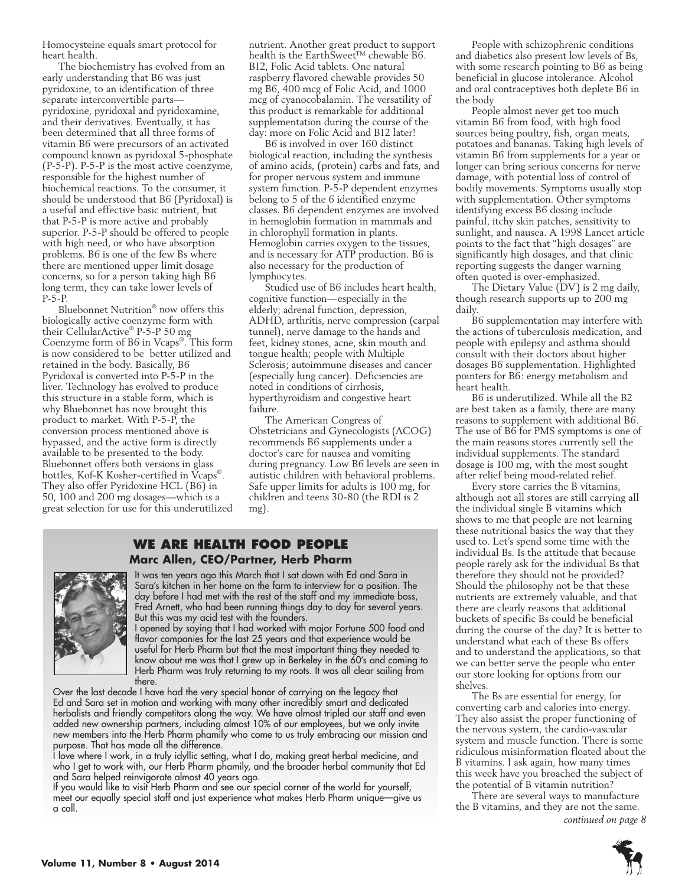Homocysteine equals smart protocol for heart health.

The biochemistry has evolved from an early understanding that B6 was just pyridoxine, to an identification of three separate interconvertible parts—pyridoxine, pyridoxal and pyridoxamine, and their derivatives. Eventually, it has been determined that all three forms of vitamin B6 were precursors of an activated compound known as pyridoxal 5-phosphate (P-5-P). P-5-P is the most active coenzyme, responsible for the highest number of biochemical reactions. To the consumer, it should be understood that B6 (Pyridoxal) is a useful and effective basic nutrient, but that P-5-P is more active and probably superior. P-5-P should be offered to people with high need, or who have absorption problems. B6 is one of the few Bs where there are mentioned upper limit dosage concerns, so for a person taking high B6 long term, they can take lower levels of P-5-P.

Bluebonnet Nutrition® now offers this biologically active coenzyme form with their CellularActive® P-5-P 50 mg Coenzyme form of B6 in Vcaps®. This form is now considered to be better utilized and retained in the body. Basically, B6 Pyridoxal is converted into P-5-P in the liver. Technology has evolved to produce this structure in a stable form, which is why Bluebonnet has now brought this product to market. With P-5-P, the conversion process mentioned above is bypassed, and the active form is directly available to be presented to the body. Bluebonnet offers both versions in glass bottles, Kof-K Kosher-certified in Vcaps®. They also offer Pyridoxine HCL (B6) in 50, 100 and 200 mg dosages—which is a great selection for use for this underutilized nutrient. Another great product to support health is the EarthSweet™ chewable B6. B12, Folic Acid tablets. One natural raspberry flavored chewable provides 50 mg B6, 400 mcg of Folic Acid, and 1000 mcg of cyanocobalamin. The versatility of this product is remarkable for additional supplementation during the course of the day: more on Folic Acid and B12 later!

B6 is involved in over 160 distinct biological reaction, including the synthesis of amino acids, (protein) carbs and fats, and for proper nervous system and immune system function. P-5-P dependent enzymes belong to 5 of the 6 identified enzyme classes. B6 dependent enzymes are involved in hemoglobin formation in mammals and in chlorophyll formation in plants. Hemoglobin carries oxygen to the tissues, and is necessary for ATP production. B6 is also necessary for the production of lymphocytes.

Studied use of B6 includes heart health, cognitive function—especially in the elderly; adrenal function, depression, ADHD, arthritis, nerve compression (carpal tunnel), nerve damage to the hands and feet, kidney stones, acne, skin mouth and tongue health; people with Multiple Sclerosis; autoimmune diseases and cancer (especially lung cancer). Deficiencies are noted in conditions of cirrhosis, hyperthyroidism and congestive heart failure.

The American Congress of Obstetricians and Gynecologists (ACOG) recommends B6 supplements under a doctor's care for nausea and vomiting during pregnancy. Low B6 levels are seen in autistic children with behavioral problems. Safe upper limits for adults is 100 mg, for children and teens 30-80 (the RDI is 2 mg).

People with schizophrenic conditions and diabetics also present low levels of Bs, with some research pointing to B6 as being beneficial in glucose intolerance. Alcohol and oral contraceptives both deplete B6 in the body

People almost never get too much vitamin B6 from food, with high food sources being poultry, fish, organ meats, potatoes and bananas. Taking high levels of vitamin B6 from supplements for a year or longer can bring serious concerns for nerve damage, with potential loss of control of bodily movements. Symptoms usually stop with supplementation. Other symptoms identifying excess B6 dosing include painful, itchy skin patches, sensitivity to sunlight, and nausea. A 1998 Lancet article points to the fact that "high dosages" are significantly high dosages, and that clinic reporting suggests the danger warning often quoted is over-emphasized.

The Dietary Value (DV) is 2 mg daily, though research supports up to 200 mg daily.

B6 supplementation may interfere with the actions of tuberculosis medication, and people with epilepsy and asthma should consult with their doctors about higher dosages B6 supplementation. Highlighted pointers for B6: energy metabolism and heart health.

B6 is underutilized. While all the B2 are best taken as a family, there are many reasons to supplement with additional B6. The use of B6 for PMS symptoms is one of the main reasons stores currently sell the individual supplements. The standard dosage is 100 mg, with the most sought after relief being mood-related relief.

Every store carries the B vitamins, although not all stores are still carrying all the individual single B vitamins which shows to me that people are not learning these nutritional basics the way that they used to. Let's spend some time with the individual Bs. Is the attitude that because people rarely ask for the individual Bs that therefore they should not be provided? Should the philosophy not be that these nutrients are extremely valuable, and that there are clearly reasons that additional buckets of specific Bs could be beneficial during the course of the day? It is better to understand what each of these Bs offers and to understand the applications, so that we can better serve the people who enter our store looking for options from our shelves.

The Bs are essential for energy, for converting carb and calories into energy. They also assist the proper functioning of the nervous system, the cardio-vascular system and muscle function. There is some ridiculous misinformation floated about the B vitamins. I ask again, how many times this week have you broached the subject of the potential of B vitamin nutrition?

There are several ways to manufacture the B vitamins, and they are not the same.

*continued on page 8*

## WE ARE HEALTH FOOD PEOPLE

### Marc Allen, CEO/Partner, Herb Pharm

It was ten years ago this March that I sat down with Ed and Sara in Sara's kitchen in her home on the farm to interview for a position. The day before I had met with the rest of the staff and my immediate boss, Fred Arnett, who had been running things day to day for several years. But this was my acid test with the founders.

I opened by saying that I had worked with major Fortune 500 food and flavor companies for the last 25 years and that experience would be useful for Herb Pharm but that the most important thing they needed to know about me was that I grew up in Berkeley in the 60's and coming to Herb Pharm was truly returning to my roots. It was all clear sailing from there.

Over the last decade I have had the very special honor of carrying on the legacy that Ed and Sara set in motion and working with many other incredibly smart and dedicated herbalists and friendly competitors along the way. We have almost tripled our staff and even added new ownership partners, including almost 10% of our employees, but we only invite new members into the Herb Pharm phamily who come to us truly embracing our mission and purpose. That has made all the difference.

I love where I work, in a truly idyllic setting, what I do, making great herbal medicine, and who I get to work with, our Herb Pharm phamily, and the broader herbal community that Ed and Sara helped reinvigorate almost 40 years ago.

If you would like to visit Herb Pharm and see our special corner of the world for yourself, meet our equally special staff and just experience what makes Herb Pharm unique—give us a call.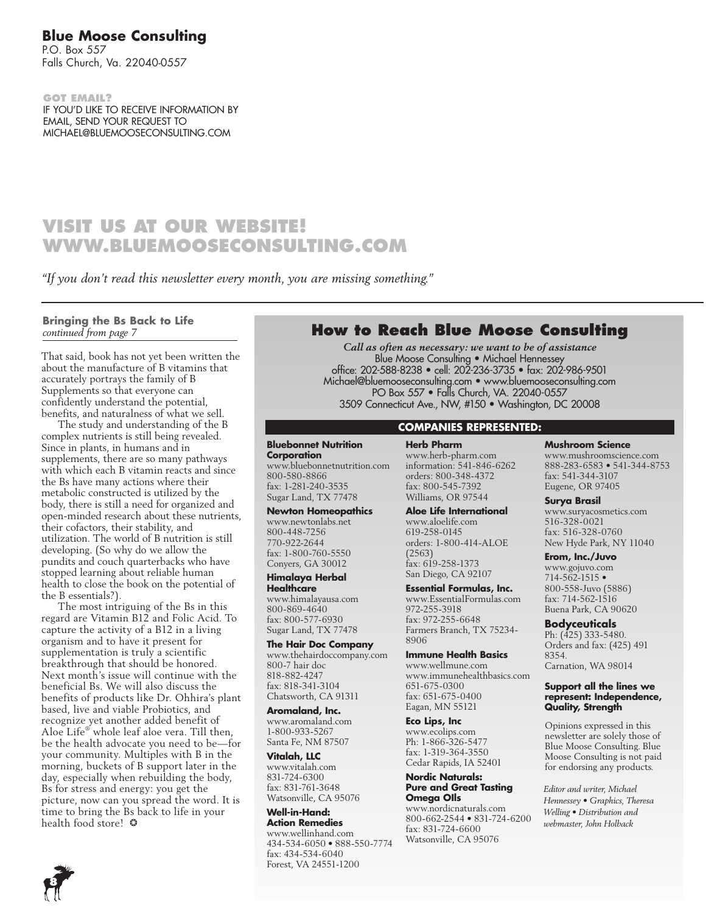**Blue Moose Consulting**
P.O. Box 557
Falls Church, Va. 22040-0557

**GOT EMAIL?**
IF YOU'D LIKE TO RECEIVE INFORMATION BY EMAIL, SEND YOUR REQUEST TO MICHAEL@BLUEMOOSECONSULTING.COM

## VISIT US AT OUR WEBSITE! WWW.BLUEMOOSECONSULTING.COM

*"If you don't read this newsletter every month, you are missing something."*

**Bringing the Bs Back to Life**
*continued from page 7*

That said, book has not yet been written the about the manufacture of B vitamins that accurately portrays the family of B Supplements so that everyone can confidently understand the potential, benefits, and naturalness of what we sell.

The study and understanding of the B complex nutrients is still being revealed. Since in plants, in humans and in supplements, there are so many pathways with which each B vitamin reacts and since the Bs have many actions where their metabolic constructed is utilized by the body, there is still a need for organized and open-minded research about these nutrients, their cofactors, their stability, and utilization. The world of B nutrition is still developing. (So why do we allow the pundits and couch quarterbacks who have stopped learning about reliable human health to close the book on the potential of the B essentials?).

The most intriguing of the Bs in this regard are Vitamin B12 and Folic Acid. To capture the activity of a B12 in a living organism and to have it present for supplementation is truly a scientific breakthrough that should be honored. Next month's issue will continue with the beneficial Bs. We will also discuss the benefits of products like Dr. Ohhira's plant based, live and viable Probiotics, and recognize yet another added benefit of Aloe Life® whole leaf aloe vera. Till then, be the health advocate you need to be—for your community. Multiples with B in the morning, buckets of B support later in the day, especially when rebuilding the body, Bs for stress and energy: you get the picture, now can you spread the word. It is time to bring the Bs back to life in your health food store! ❂

## How to Reach Blue Moose Consulting

***Call as often as necessary: we want to be of assistance***
Blue Moose Consulting • Michael Hennessey
office: 202-588-8238 • cell: 202-236-3735 • fax: 202-986-9501
Michael@bluemooseconsulting.com • www.bluemooseconsulting.com
PO Box 557 • Falls Church, VA. 22040-0557
3509 Connecticut Ave., NW, #150 • Washington, DC 20008

### COMPANIES REPRESENTED:

**Bluebonnet Nutrition Corporation**
www.bluebonnetnutrition.com
800-580-8866
fax: 1-281-240-3535
Sugar Land, TX 77478

**Newton Homeopathics**
www.newtonlabs.net
800-448-7256
770-922-2644
fax: 1-800-760-5550
Conyers, GA 30012

**Himalaya Herbal Healthcare**
www.himalayausa.com
800-869-4640
fax: 800-577-6930
Sugar Land, TX 77478

**The Hair Doc Company**
www.thehairdoccompany.com
800-7 hair doc
818-882-4247
fax: 818-341-3104
Chatsworth, CA 91311

**Aromaland, Inc.**
www.aromaland.com
1-800-933-5267
Santa Fe, NM 87507

**Vitalah, LLC**
www.vitalah.com
831-724-6300
fax: 831-761-3648
Watsonville, CA 95076

**Well-in-Hand: Action Remedies**
www.wellinhand.com
434-534-6050 • 888-550-7774
fax: 434-534-6040
Forest, VA 24551-1200

**Herb Pharm**
www.herb-pharm.com
information: 541-846-6262
orders: 800-348-4372
fax: 800-545-7392
Williams, OR 97544

**Aloe Life International**
www.aloelife.com
619-258-0145
orders: 1-800-414-ALOE (2563)
fax: 619-258-1373
San Diego, CA 92107

**Essential Formulas, Inc.**
www.EssentialFormulas.com
972-255-3918
fax: 972-255-6648
Farmers Branch, TX 75234-8906

**Immune Health Basics**
www.wellmune.com
www.immunehealthbasics.com
651-675-0300
fax: 651-675-0400
Eagan, MN 55121

**Eco Lips, Inc**
www.ecolips.com
Ph: 1-866-326-5477
fax: 1-319-364-3550
Cedar Rapids, IA 52401

**Nordic Naturals: Pure and Great Tasting Omega OIls**
www.nordicnaturals.com
800-662-2544 • 831-724-6200
fax: 831-724-6600
Watsonville, CA 95076

**Mushroom Science**
www.mushroomscience.com
888-283-6583 • 541-344-8753
fax: 541-344-3107
Eugene, OR 97405

**Surya Brasil**
www.suryacosmetics.com
516-328-0021
fax: 516-328-0760
New Hyde Park, NY 11040

**Erom, Inc./Juvo**
www.gojuvo.com
714-562-1515 •
800-558-Juvo (5886)
fax: 714-562-1516
Buena Park, CA 90620

**Bodyceuticals**
Ph: (425) 333-5480.
Orders and fax: (425) 491 8354.
Carnation, WA 98014

**Support all the lines we represent: Independence, Quality, Strength**

Opinions expressed in this newsletter are solely those of Blue Moose Consulting. Blue Moose Consulting is not paid for endorsing any products.

*Editor and writer, Michael Hennessey • Graphics, Theresa Welling • Distribution and webmaster, John Holback*